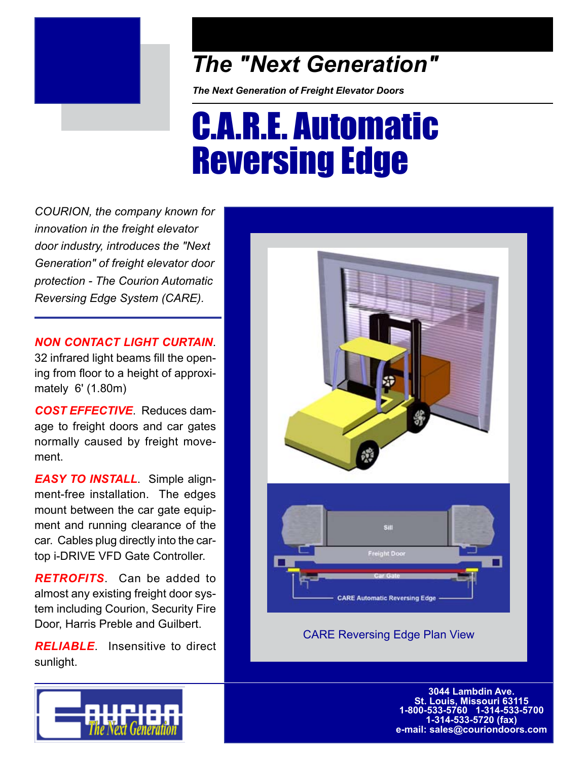## The "Next Generation"

***The Next Generation of Freight Elevator Doors***

# C.A.R.E. Automatic Reversing Edge

*COURION, the company known for innovation in the freight elevator door industry, introduces the "Next Generation" of freight elevator door protection - The Courion Automatic Reversing Edge System (CARE).*

***NON CONTACT LIGHT CURTAIN***. 32 infrared light beams fill the opening from floor to a height of approximately 6' (1.80m)

***COST EFFECTIVE***. Reduces damage to freight doors and car gates normally caused by freight movement.

***EASY TO INSTALL***. Simple alignment-free installation. The edges mount between the car gate equipment and running clearance of the car. Cables plug directly into the car-top i-DRIVE VFD Gate Controller.

***RETROFITS***. Can be added to almost any existing freight door system including Courion, Security Fire Door, Harris Preble and Guilbert.

***RELIABLE***. Insensitive to direct sunlight.

Sill

Freight Door

Car Gate

CARE Automatic Reversing Edge

CARE Reversing Edge Plan View

COURION The Next Generation

**3044 Lambdin Ave.**
**St. Louis, Missouri 63115**
**1-800-533-5760 1-314-533-5700**
**1-314-533-5720 (fax)**
**e-mail: sales@couriondoors.com**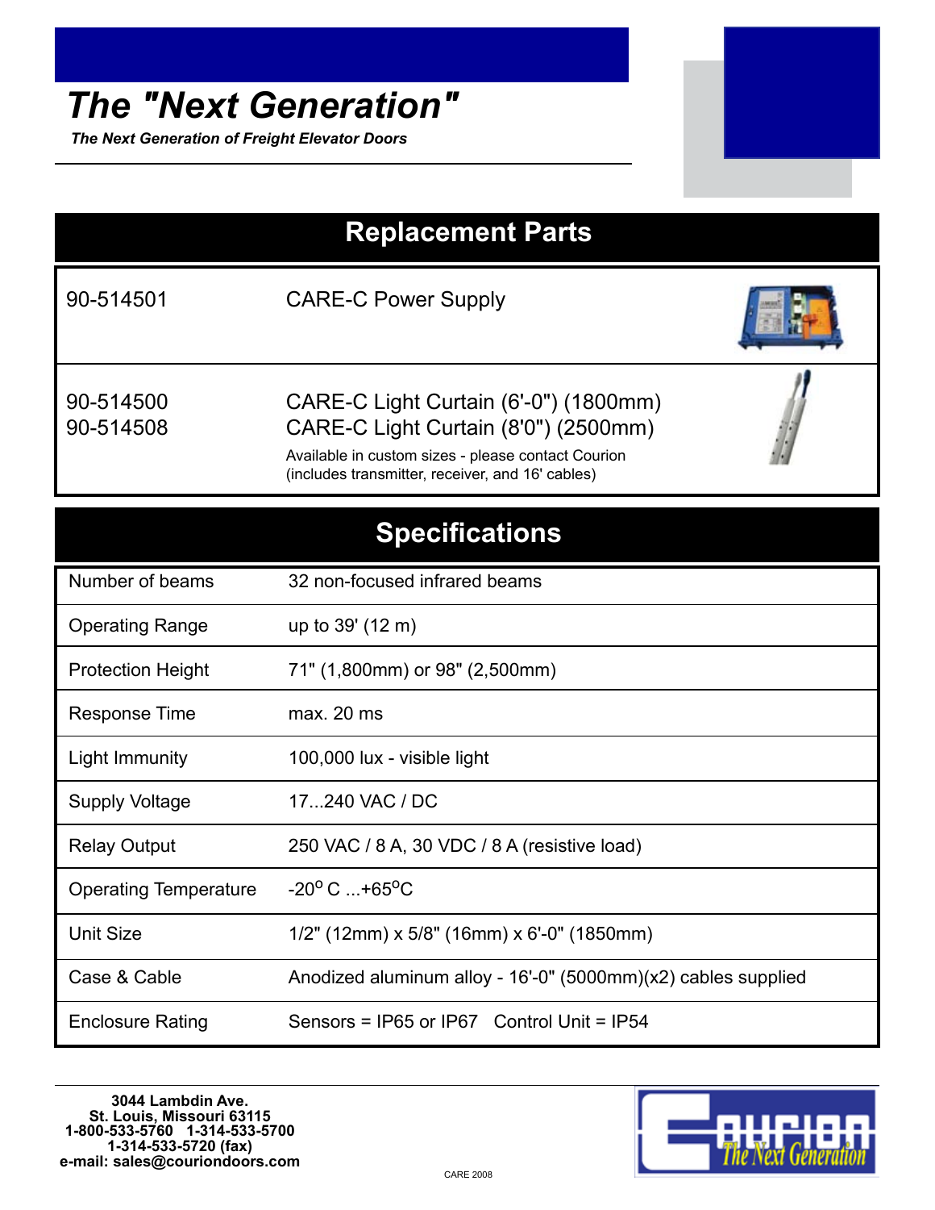# The "Next Generation"

***The Next Generation of Freight Elevator Doors***

## Replacement Parts

| | |
|---|---|
| 90-514501 | CARE-C Power Supply |
| 90-514500<br>90-514508 | CARE-C Light Curtain (6'-0") (1800mm)<br>CARE-C Light Curtain (8'0") (2500mm)<br>Available in custom sizes - please contact Courion<br>(includes transmitter, receiver, and 16' cables) |

## Specifications

| | |
|---|---|
| Number of beams | 32 non-focused infrared beams |
| Operating Range | up to 39' (12 m) |
| Protection Height | 71" (1,800mm) or 98" (2,500mm) |
| Response Time | max. 20 ms |
| Light Immunity | 100,000 lux - visible light |
| Supply Voltage | 17...240 VAC / DC |
| Relay Output | 250 VAC / 8 A, 30 VDC / 8 A (resistive load) |
| Operating Temperature | -20$^{o}$ C ...+65$^{o}$C |
| Unit Size | 1/2" (12mm) x 5/8" (16mm) x 6'-0" (1850mm) |
| Case & Cable | Anodized aluminum alloy - 16'-0" (5000mm)(x2) cables supplied |
| Enclosure Rating | Sensors = IP65 or IP67   Control Unit = IP54 |

**3044 Lambdin Ave.**
**St. Louis, Missouri 63115**
**1-800-533-5760   1-314-533-5700**
**1-314-533-5720 (fax)**
**e-mail: sales@couriondoors.com**

CARE 2008

Courion The Next Generation